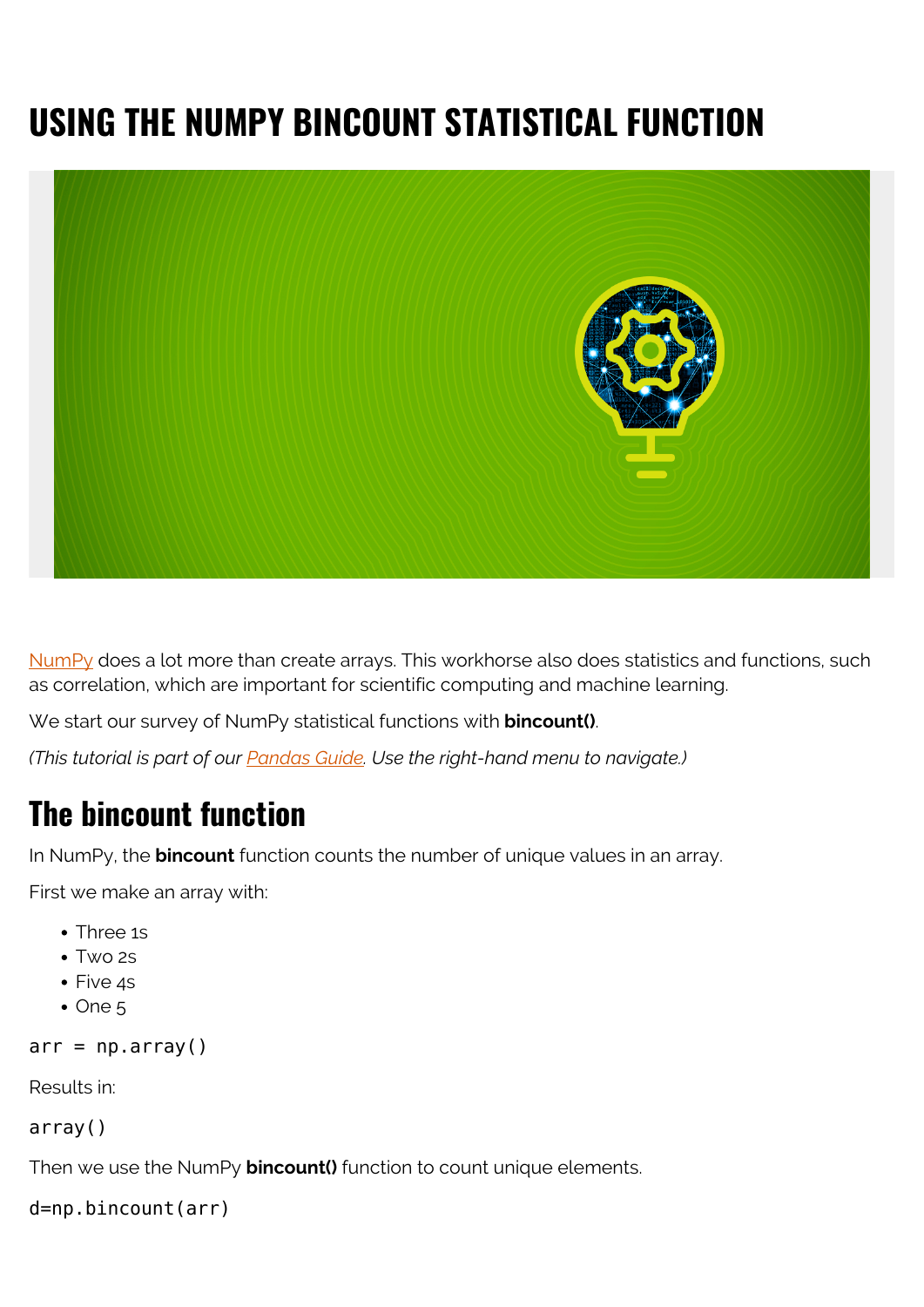# USING THE NUMPY BINCOUNT STATISTICAL FUNCTION

NumPy does a lot more than create arrays. This workhorse also does statistics and functions, such as correlation, which are important for scientific computing and machine learning.

We start our survey of NumPy statistical functions with **bincount()**.

*(This tutorial is part of our Pandas Guide. Use the right-hand menu to navigate.)*

## The bincount function

In NumPy, the **bincount** function counts the number of unique values in an array.

First we make an array with:

- Three 1s
- Two 2s
- Five 4s
- One 5

```
arr = np.array()
```

Results in:

```
array()
```

Then we use the NumPy **bincount()** function to count unique elements.

```
d=np.bincount(arr)
```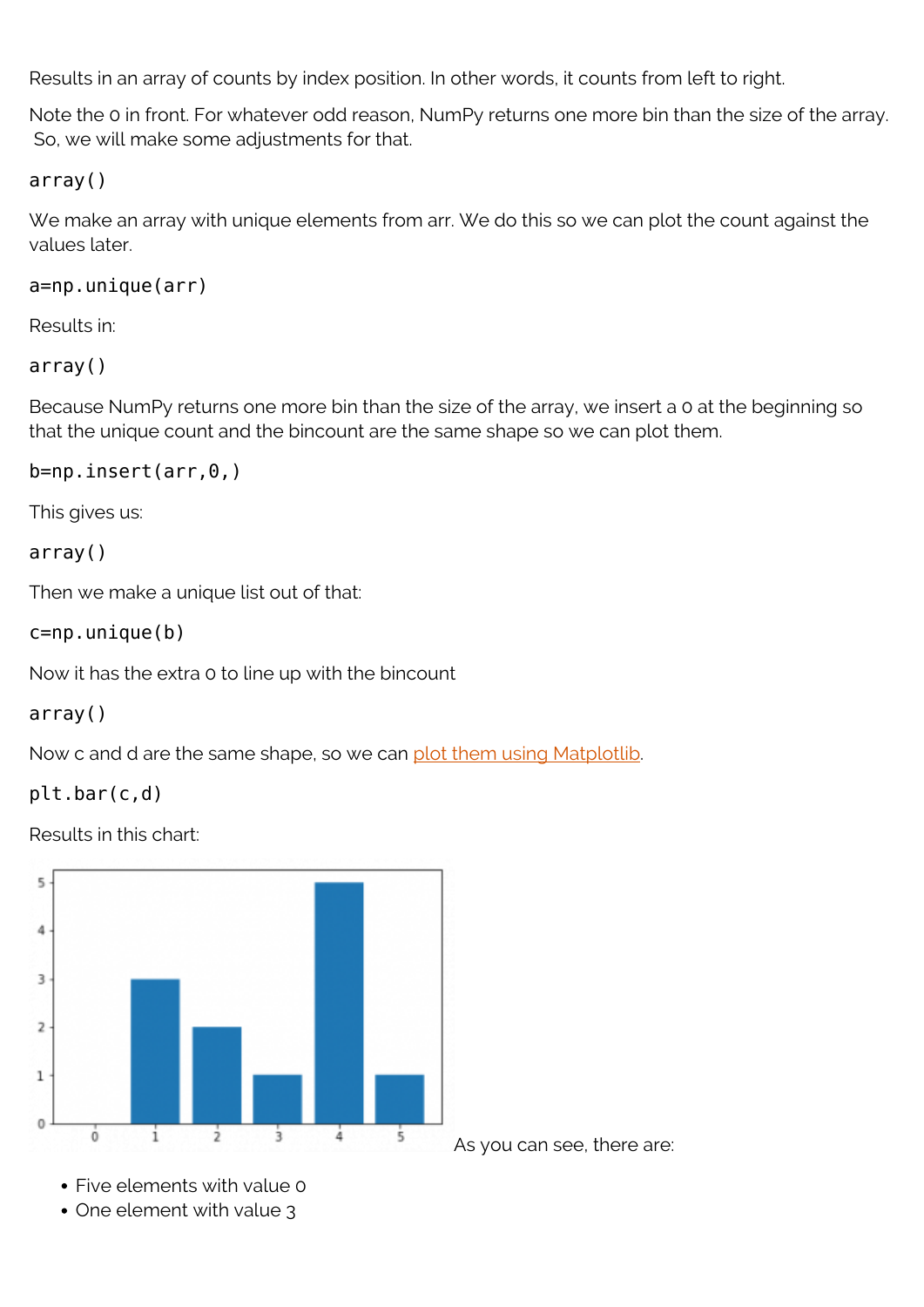Results in an array of counts by index position. In other words, it counts from left to right.

Note the 0 in front. For whatever odd reason, NumPy returns one more bin than the size of the array. So, we will make some adjustments for that.

```
array()
```

We make an array with unique elements from arr. We do this so we can plot the count against the values later.

```
a=np.unique(arr)
```

Results in:

```
array()
```

Because NumPy returns one more bin than the size of the array, we insert a 0 at the beginning so that the unique count and the bincount are the same shape so we can plot them.

```
b=np.insert(arr,0,)
```

This gives us:

```
array()
```

Then we make a unique list out of that:

```
c=np.unique(b)
```

Now it has the extra 0 to line up with the bincount

```
array()
```

Now c and d are the same shape, so we can plot them using Matplotlib.

```
plt.bar(c,d)
```

Results in this chart:

As you can see, there are:

- Five elements with value 0
- One element with value 3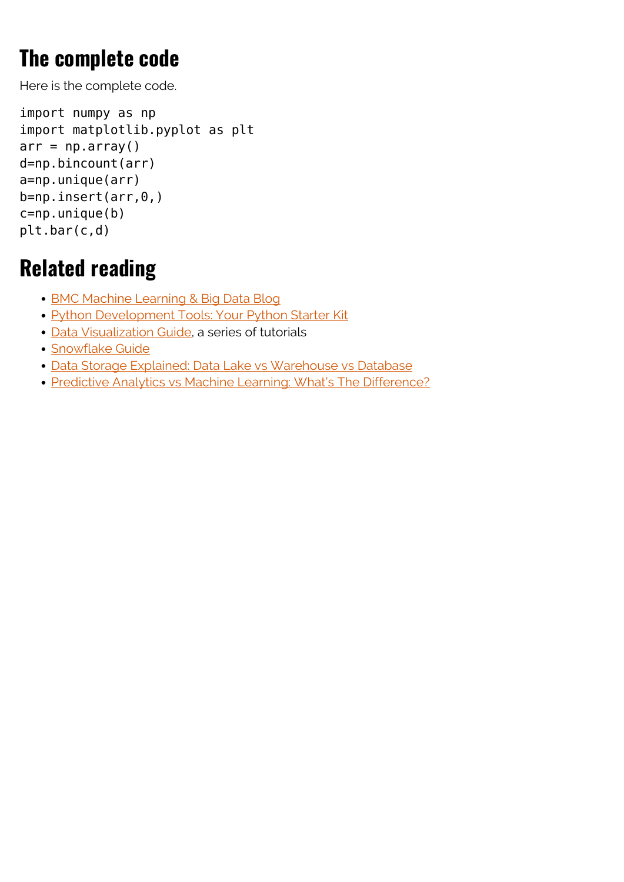## The complete code

Here is the complete code.

```
import numpy as np
import matplotlib.pyplot as plt
arr = np.array()
d=np.bincount(arr)
a=np.unique(arr)
b=np.insert(arr,0,)
c=np.unique(b)
plt.bar(c,d)
```

## Related reading

- BMC Machine Learning & Big Data Blog
- Python Development Tools: Your Python Starter Kit
- Data Visualization Guide, a series of tutorials
- Snowflake Guide
- Data Storage Explained: Data Lake vs Warehouse vs Database
- Predictive Analytics vs Machine Learning: What's The Difference?